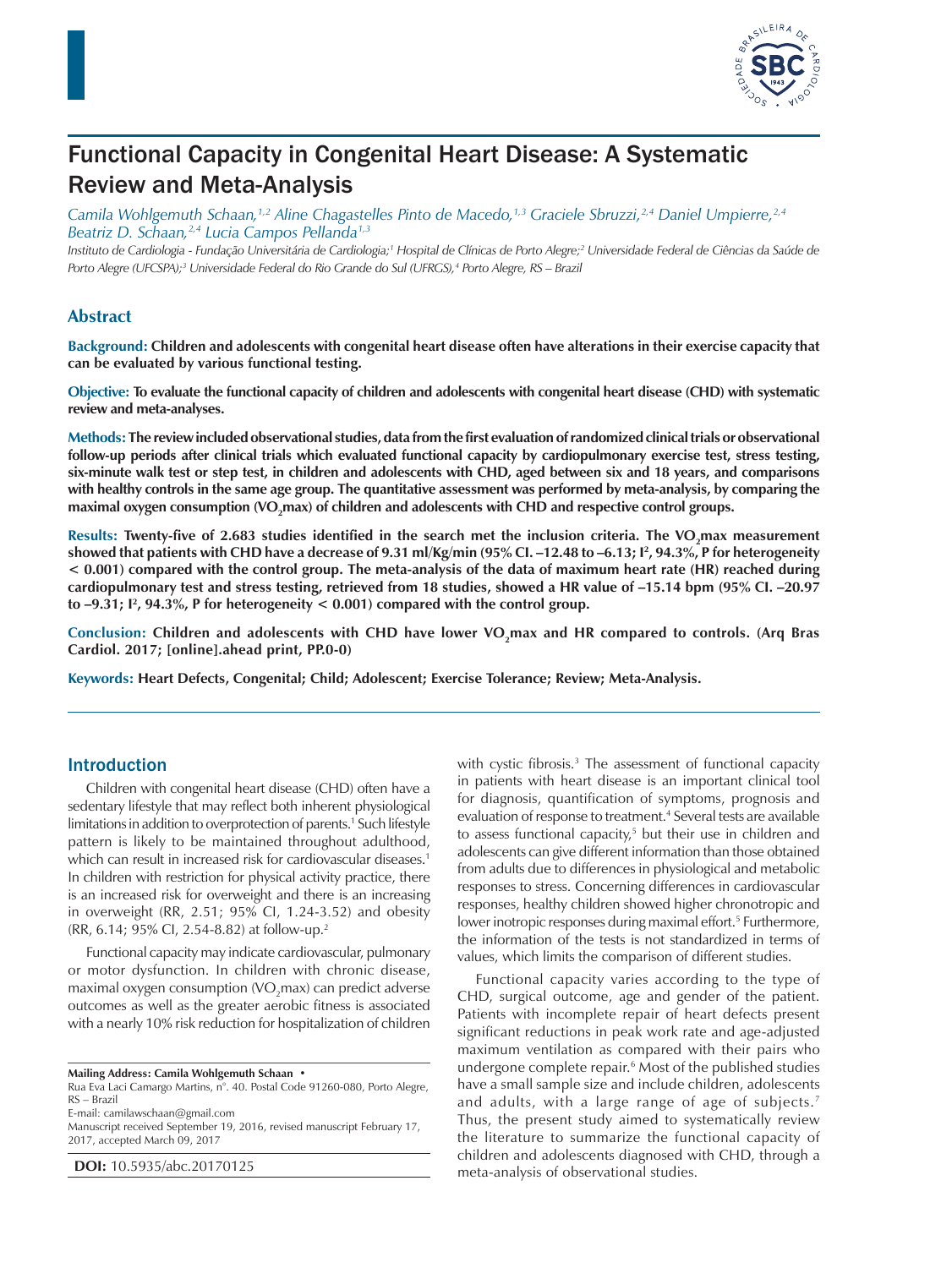# Functional Capacity in Congenital Heart Disease: A Systematic Review and Meta-Analysis

*Camila Wohlgemuth Schaan,[1,2] Aline Chagastelles Pinto de Macedo,[1,3] Graciele Sbruzzi,[2,4] Daniel Umpierre,[2,4] Beatriz D. Schaan,[2,4] Lucia Campos Pellanda[1,3]*

*Instituto de Cardiologia - Fundação Universitária de Cardiologia;[1] Hospital de Clínicas de Porto Alegre;[2] Universidade Federal de Ciências da Saúde de Porto Alegre (UFCSPA);[3] Universidade Federal do Rio Grande do Sul (UFRGS),[4] Porto Alegre, RS – Brazil*

## Abstract

**Background:** **Children and adolescents with congenital heart disease often have alterations in their exercise capacity that can be evaluated by various functional testing.**

**Objective:** **To evaluate the functional capacity of children and adolescents with congenital heart disease (CHD) with systematic review and meta-analyses.**

**Methods:** **The review included observational studies, data from the first evaluation of randomized clinical trials or observational follow-up periods after clinical trials which evaluated functional capacity by cardiopulmonary exercise test, stress testing, six-minute walk test or step test, in children and adolescents with CHD, aged between six and 18 years, and comparisons with healthy controls in the same age group. The quantitative assessment was performed by meta-analysis, by comparing the maximal oxygen consumption ($VO_2$max) of children and adolescents with CHD and respective control groups.**

**Results:** **Twenty-five of 2.683 studies identified in the search met the inclusion criteria. The $VO_2$max measurement showed that patients with CHD have a decrease of 9.31 ml/Kg/min (95% CI. –12.48 to –6.13; $I^2$, 94.3%, P for heterogeneity < 0.001) compared with the control group. The meta-analysis of the data of maximum heart rate (HR) reached during cardiopulmonary test and stress testing, retrieved from 18 studies, showed a HR value of –15.14 bpm (95% CI. –20.97 to –9.31; $I^2$, 94.3%, P for heterogeneity < 0.001) compared with the control group.**

**Conclusion:** **Children and adolescents with CHD have lower $VO_2$max and HR compared to controls. (Arq Bras Cardiol. 2017; [online].ahead print, PP.0-0)**

**Keywords:** **Heart Defects, Congenital; Child; Adolescent; Exercise Tolerance; Review; Meta-Analysis.**

## Introduction

Children with congenital heart disease (CHD) often have a sedentary lifestyle that may reflect both inherent physiological limitations in addition to overprotection of parents.[1] Such lifestyle pattern is likely to be maintained throughout adulthood, which can result in increased risk for cardiovascular diseases.[1] In children with restriction for physical activity practice, there is an increased risk for overweight and there is an increasing in overweight (RR, 2.51; 95% CI, 1.24-3.52) and obesity (RR, 6.14; 95% CI, 2.54-8.82) at follow-up.[2]

Functional capacity may indicate cardiovascular, pulmonary or motor dysfunction. In children with chronic disease, maximal oxygen consumption ($VO_2$max) can predict adverse outcomes as well as the greater aerobic fitness is associated with a nearly 10% risk reduction for hospitalization of children with cystic fibrosis.[3] The assessment of functional capacity in patients with heart disease is an important clinical tool for diagnosis, quantification of symptoms, prognosis and evaluation of response to treatment.[4] Several tests are available to assess functional capacity,[5] but their use in children and adolescents can give different information than those obtained from adults due to differences in physiological and metabolic responses to stress. Concerning differences in cardiovascular responses, healthy children showed higher chronotropic and lower inotropic responses during maximal effort.[5] Furthermore, the information of the tests is not standardized in terms of values, which limits the comparison of different studies.

Functional capacity varies according to the type of CHD, surgical outcome, age and gender of the patient. Patients with incomplete repair of heart defects present significant reductions in peak work rate and age-adjusted maximum ventilation as compared with their pairs who undergone complete repair.[6] Most of the published studies have a small sample size and include children, adolescents and adults, with a large range of age of subjects.[7] Thus, the present study aimed to systematically review the literature to summarize the functional capacity of children and adolescents diagnosed with CHD, through a meta-analysis of observational studies.

**Mailing Address: Camila Wohlgemuth Schaan •**
Rua Eva Laci Camargo Martins, nº. 40. Postal Code 91260-080, Porto Alegre, RS – Brazil
E-mail: camilawschaan@gmail.com
Manuscript received September 19, 2016, revised manuscript February 17, 2017, accepted March 09, 2017

**DOI:** 10.5935/abc.20170125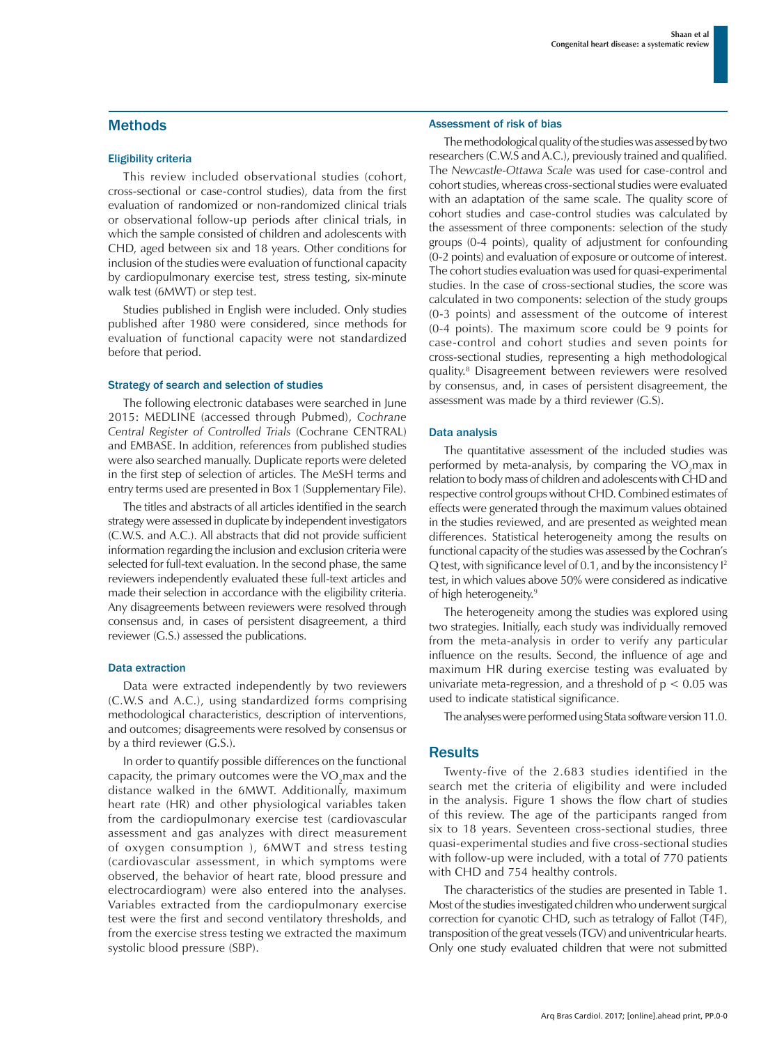## Methods

### Eligibility criteria

This review included observational studies (cohort, cross-sectional or case-control studies), data from the first evaluation of randomized or non-randomized clinical trials or observational follow-up periods after clinical trials, in which the sample consisted of children and adolescents with CHD, aged between six and 18 years. Other conditions for inclusion of the studies were evaluation of functional capacity by cardiopulmonary exercise test, stress testing, six-minute walk test (6MWT) or step test.

Studies published in English were included. Only studies published after 1980 were considered, since methods for evaluation of functional capacity were not standardized before that period.

### Strategy of search and selection of studies

The following electronic databases were searched in June 2015: MEDLINE (accessed through Pubmed), *Cochrane Central Register of Controlled Trials* (Cochrane CENTRAL) and EMBASE. In addition, references from published studies were also searched manually. Duplicate reports were deleted in the first step of selection of articles. The MeSH terms and entry terms used are presented in Box 1 (Supplementary File).

The titles and abstracts of all articles identified in the search strategy were assessed in duplicate by independent investigators (C.W.S. and A.C.). All abstracts that did not provide sufficient information regarding the inclusion and exclusion criteria were selected for full-text evaluation. In the second phase, the same reviewers independently evaluated these full-text articles and made their selection in accordance with the eligibility criteria. Any disagreements between reviewers were resolved through consensus and, in cases of persistent disagreement, a third reviewer (G.S.) assessed the publications.

### Data extraction

Data were extracted independently by two reviewers (C.W.S and A.C.), using standardized forms comprising methodological characteristics, description of interventions, and outcomes; disagreements were resolved by consensus or by a third reviewer (G.S.).

In order to quantify possible differences on the functional capacity, the primary outcomes were the $VO_2$max and the distance walked in the 6MWT. Additionally, maximum heart rate (HR) and other physiological variables taken from the cardiopulmonary exercise test (cardiovascular assessment and gas analyzes with direct measurement of oxygen consumption ), 6MWT and stress testing (cardiovascular assessment, in which symptoms were observed, the behavior of heart rate, blood pressure and electrocardiogram) were also entered into the analyses. Variables extracted from the cardiopulmonary exercise test were the first and second ventilatory thresholds, and from the exercise stress testing we extracted the maximum systolic blood pressure (SBP).

### Assessment of risk of bias

The methodological quality of the studies was assessed by two researchers (C.W.S and A.C.), previously trained and qualified. The *Newcastle-Ottawa Scale* was used for case-control and cohort studies, whereas cross-sectional studies were evaluated with an adaptation of the same scale. The quality score of cohort studies and case-control studies was calculated by the assessment of three components: selection of the study groups (0-4 points), quality of adjustment for confounding (0-2 points) and evaluation of exposure or outcome of interest. The cohort studies evaluation was used for quasi-experimental studies. In the case of cross-sectional studies, the score was calculated in two components: selection of the study groups (0-3 points) and assessment of the outcome of interest (0-4 points). The maximum score could be 9 points for case-control and cohort studies and seven points for cross-sectional studies, representing a high methodological quality.[8] Disagreement between reviewers were resolved by consensus, and, in cases of persistent disagreement, the assessment was made by a third reviewer (G.S).

### Data analysis

The quantitative assessment of the included studies was performed by meta-analysis, by comparing the $VO_2$max in relation to body mass of children and adolescents with CHD and respective control groups without CHD. Combined estimates of effects were generated through the maximum values obtained in the studies reviewed, and are presented as weighted mean differences. Statistical heterogeneity among the results on functional capacity of the studies was assessed by the Cochran's Q test, with significance level of 0.1, and by the inconsistency $I^2$ test, in which values above 50% were considered as indicative of high heterogeneity.[9]

The heterogeneity among the studies was explored using two strategies. Initially, each study was individually removed from the meta-analysis in order to verify any particular influence on the results. Second, the influence of age and maximum HR during exercise testing was evaluated by univariate meta-regression, and a threshold of $p < 0.05$ was used to indicate statistical significance.

The analyses were performed using Stata software version 11.0.

## Results

Twenty-five of the 2.683 studies identified in the search met the criteria of eligibility and were included in the analysis. Figure 1 shows the flow chart of studies of this review. The age of the participants ranged from six to 18 years. Seventeen cross-sectional studies, three quasi-experimental studies and five cross-sectional studies with follow-up were included, with a total of 770 patients with CHD and 754 healthy controls.

The characteristics of the studies are presented in Table 1. Most of the studies investigated children who underwent surgical correction for cyanotic CHD, such as tetralogy of Fallot (T4F), transposition of the great vessels (TGV) and univentricular hearts. Only one study evaluated children that were not submitted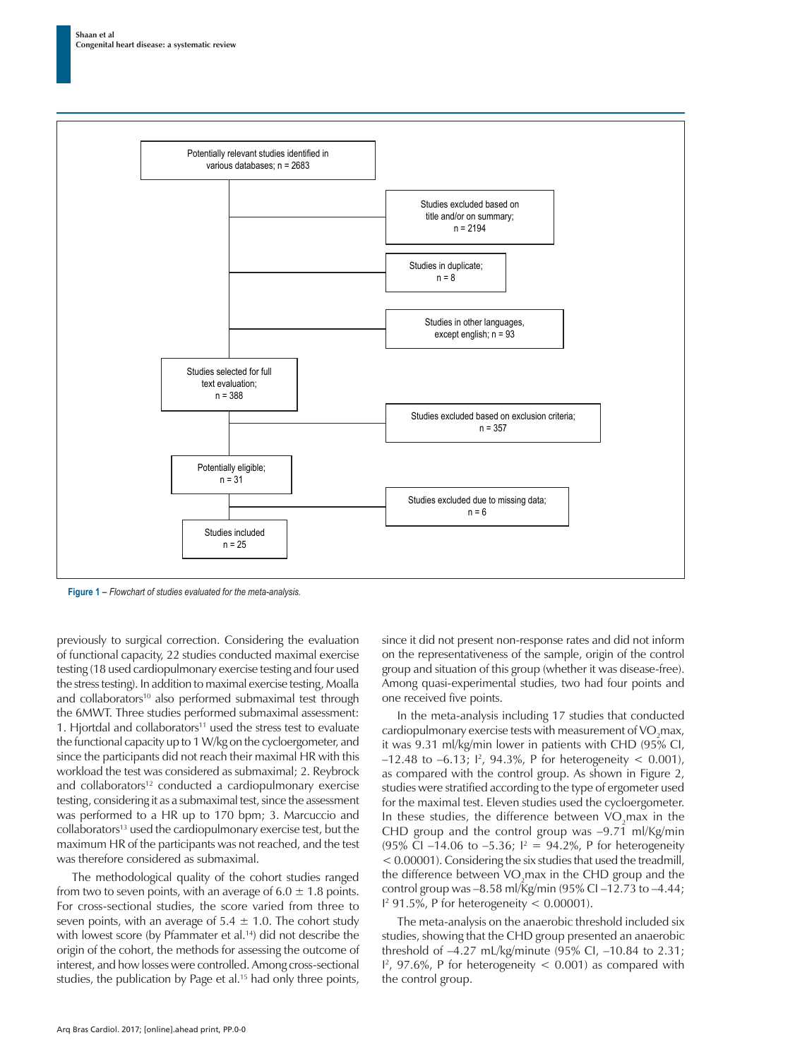Potentially relevant studies identified in various databases; n = 2683

Studies excluded based on title and/or on summary; n = 2194

Studies in duplicate; n = 8

Studies in other languages, except english; n = 93

Studies selected for full text evaluation; n = 388

Studies excluded based on exclusion criteria; n = 357

Potentially eligible; n = 31

Studies excluded due to missing data; n = 6

Studies included n = 25

**Figure 1 –** *Flowchart of studies evaluated for the meta-analysis.*

previously to surgical correction. Considering the evaluation of functional capacity, 22 studies conducted maximal exercise testing (18 used cardiopulmonary exercise testing and four used the stress testing). In addition to maximal exercise testing, Moalla and collaborators[10] also performed submaximal test through the 6MWT. Three studies performed submaximal assessment: 1. Hjortdal and collaborators[11] used the stress test to evaluate the functional capacity up to 1 W/kg on the cycloergometer, and since the participants did not reach their maximal HR with this workload the test was considered as submaximal; 2. Reybrock and collaborators[12] conducted a cardiopulmonary exercise testing, considering it as a submaximal test, since the assessment was performed to a HR up to 170 bpm; 3. Marcuccio and collaborators[13] used the cardiopulmonary exercise test, but the maximum HR of the participants was not reached, and the test was therefore considered as submaximal.

The methodological quality of the cohort studies ranged from two to seven points, with an average of 6.0 ± 1.8 points. For cross-sectional studies, the score varied from three to seven points, with an average of 5.4 ± 1.0. The cohort study with lowest score (by Pfammater et al.[14]) did not describe the origin of the cohort, the methods for assessing the outcome of interest, and how losses were controlled. Among cross-sectional studies, the publication by Page et al.[15] had only three points, since it did not present non-response rates and did not inform on the representativeness of the sample, origin of the control group and situation of this group (whether it was disease-free). Among quasi-experimental studies, two had four points and one received five points.

In the meta-analysis including 17 studies that conducted cardiopulmonary exercise tests with measurement of $VO_2$max, it was 9.31 ml/kg/min lower in patients with CHD (95% CI, –12.48 to –6.13; $I^2$, 94.3%, P for heterogeneity < 0.001), as compared with the control group. As shown in Figure 2, studies were stratified according to the type of ergometer used for the maximal test. Eleven studies used the cycloergometer. In these studies, the difference between $VO_2$max in the CHD group and the control group was –9.71 ml/Kg/min (95% CI –14.06 to –5.36; $I^2$ = 94.2%, P for heterogeneity < 0.00001). Considering the six studies that used the treadmill, the difference between $VO_2$max in the CHD group and the control group was –8.58 ml/Kg/min (95% CI –12.73 to –4.44; $I^2$ 91.5%, P for heterogeneity < 0.00001).

The meta-analysis on the anaerobic threshold included six studies, showing that the CHD group presented an anaerobic threshold of –4.27 mL/kg/minute (95% CI, –10.84 to 2.31; $I^2$, 97.6%, P for heterogeneity < 0.001) as compared with the control group.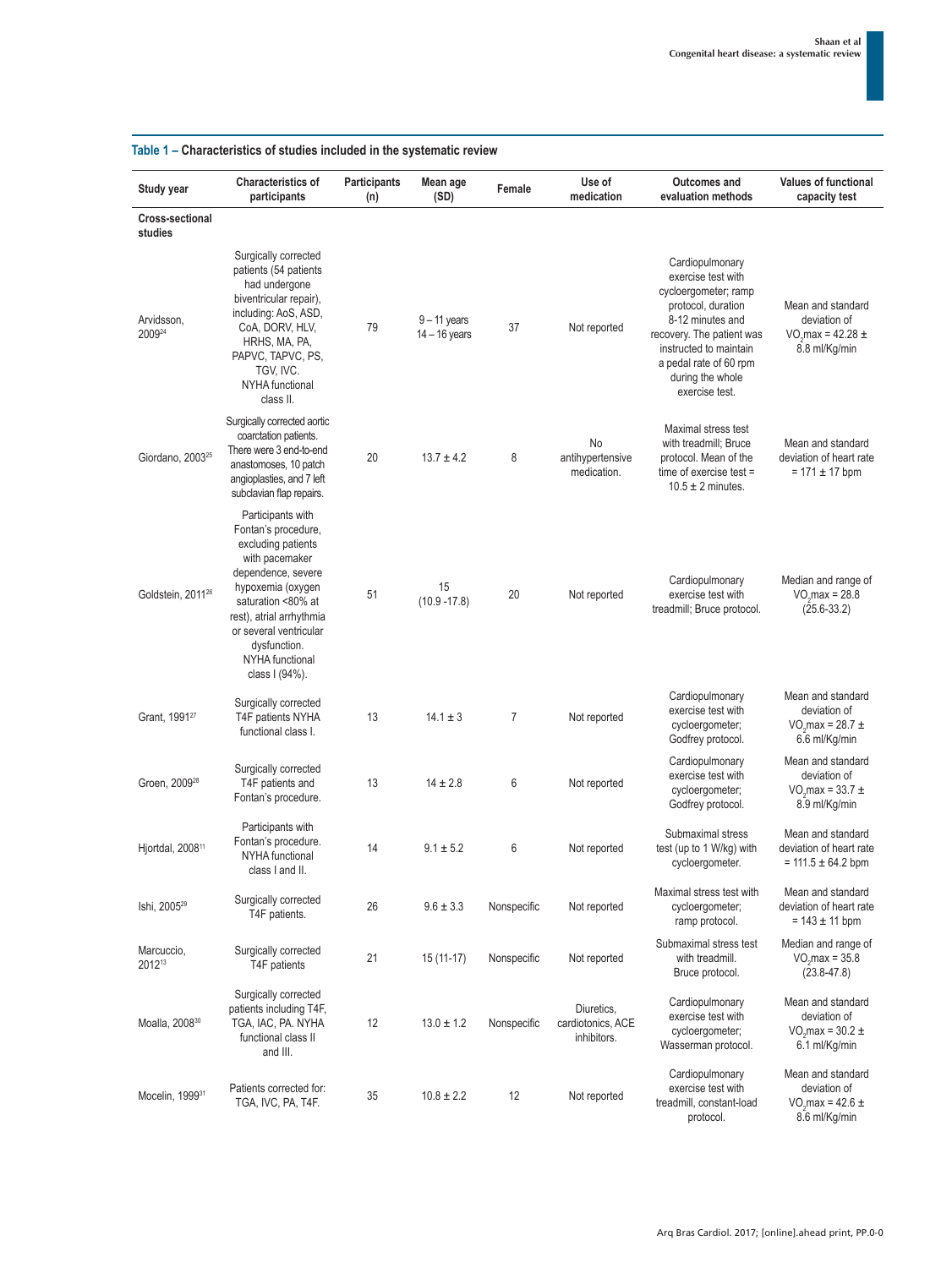**Table 1 – Characteristics of studies included in the systematic review**

| Study year | Characteristics of participants | Participants (n) | Mean age (SD) | Female | Use of medication | Outcomes and evaluation methods | Values of functional capacity test |
|---|---|---|---|---|---|---|---|
| **Cross-sectional studies** | | | | | | | |
| Arvidsson, 2009[24] | Surgically corrected patients (54 patients had undergone biventricular repair), including: AoS, ASD, CoA, DORV, HLV, HRHS, MA, PA, PAPVC, TAPVC, PS, TGV, IVC. NYHA functional class II. | 79 | 9 – 11 years 14 – 16 years | 37 | Not reported | Cardiopulmonary exercise test with cycloergometer; ramp protocol, duration 8-12 minutes and recovery. The patient was instructed to maintain a pedal rate of 60 rpm during the whole exercise test. | Mean and standard deviation of $VO_2$max = 42.28 ± 8.8 ml/Kg/min |
| Giordano, 2003[25] | Surgically corrected aortic coarctation patients. There were 3 end-to-end anastomoses, 10 patch angioplasties, and 7 left subclavian flap repairs. | 20 | 13.7 ± 4.2 | 8 | No antihypertensive medication. | Maximal stress test with treadmill; Bruce protocol. Mean of the time of exercise test = 10.5 ± 2 minutes. | Mean and standard deviation of heart rate = 171 ± 17 bpm |
| Goldstein, 2011[26] | Participants with Fontan's procedure, excluding patients with pacemaker dependence, severe hypoxemia (oxygen saturation <80% at rest), atrial arrhythmia or several ventricular dysfunction. NYHA functional class I (94%). | 51 | 15 (10.9 -17.8) | 20 | Not reported | Cardiopulmonary exercise test with treadmill; Bruce protocol. | Median and range of $VO_2$max = 28.8 (25.6-33.2) |
| Grant, 1991[27] | Surgically corrected T4F patients NYHA functional class I. | 13 | 14.1 ± 3 | 7 | Not reported | Cardiopulmonary exercise test with cycloergometer; Godfrey protocol. | Mean and standard deviation of $VO_2$max = 28.7 ± 6.6 ml/Kg/min |
| Groen, 2009[28] | Surgically corrected T4F patients and Fontan's procedure. | 13 | 14 ± 2.8 | 6 | Not reported | Cardiopulmonary exercise test with cycloergometer; Godfrey protocol. | Mean and standard deviation of $VO_2$max = 33.7 ± 8.9 ml/Kg/min |
| Hjortdal, 2008[11] | Participants with Fontan's procedure. NYHA functional class I and II. | 14 | 9.1 ± 5.2 | 6 | Not reported | Submaximal stress test (up to 1 W/kg) with cycloergometer. | Mean and standard deviation of heart rate = 111.5 ± 64.2 bpm |
| Ishi, 2005[29] | Surgically corrected T4F patients. | 26 | 9.6 ± 3.3 | Nonspecific | Not reported | Maximal stress test with cycloergometer; ramp protocol. | Mean and standard deviation of heart rate = 143 ± 11 bpm |
| Marcuccio, 2012[13] | Surgically corrected T4F patients | 21 | 15 (11-17) | Nonspecific | Not reported | Submaximal stress test with treadmill. Bruce protocol. | Median and range of $VO_2$max = 35.8 (23.8-47.8) |
| Moalla, 2008[30] | Surgically corrected patients including T4F, TGA, IAC, PA. NYHA functional class II and III. | 12 | 13.0 ± 1.2 | Nonspecific | Diuretics, cardiotonics, ACE inhibitors. | Cardiopulmonary exercise test with cycloergometer; Wasserman protocol. | Mean and standard deviation of $VO_2$max = 30.2 ± 6.1 ml/Kg/min |
| Mocelin, 1999[31] | Patients corrected for: TGA, IVC, PA, T4F. | 35 | 10.8 ± 2.2 | 12 | Not reported | Cardiopulmonary exercise test with treadmill, constant-load protocol. | Mean and standard deviation of $VO_2$max = 42.6 ± 8.6 ml/Kg/min |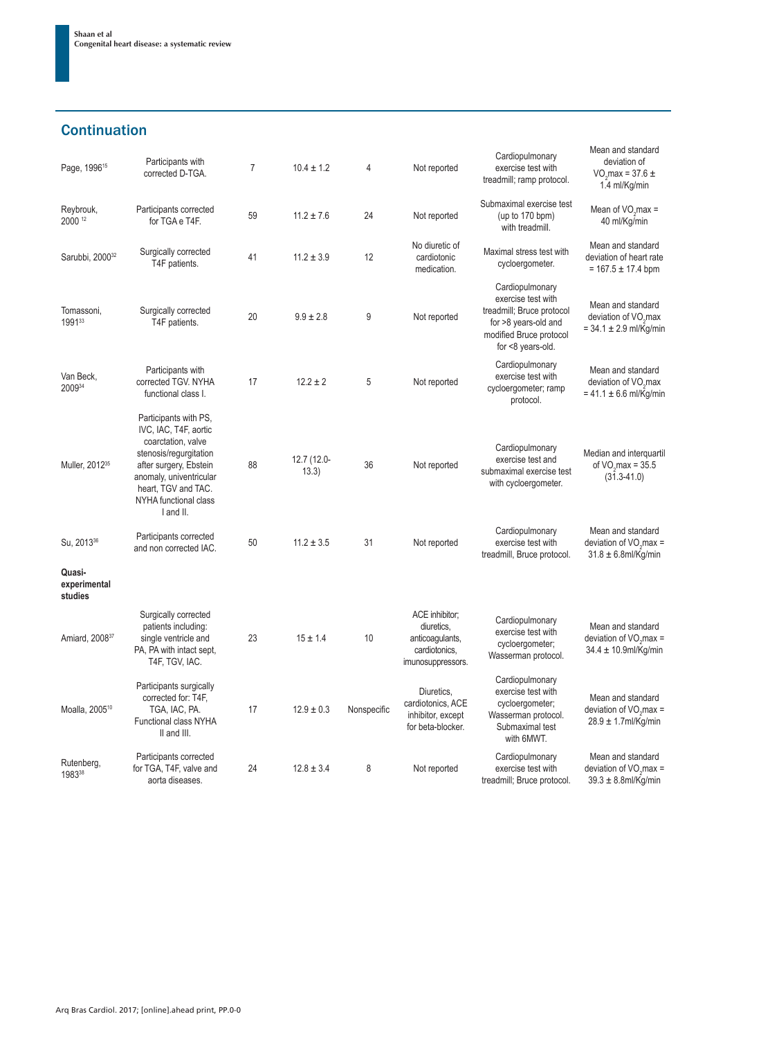## Continuation

| | | | | | | | |
|---|---|---|---|---|---|---|---|
| Page, 1996[15] | Participants with corrected D-TGA. | 7 | 10.4 ± 1.2 | 4 | Not reported | Cardiopulmonary exercise test with treadmill; ramp protocol. | Mean and standard deviation of $VO_2$max = 37.6 ± 1.4 ml/Kg/min |
| Reybrouk, 2000[12] | Participants corrected for TGA e T4F. | 59 | 11.2 ± 7.6 | 24 | Not reported | Submaximal exercise test (up to 170 bpm) with treadmill. | Mean of $VO_2$max = 40 ml/Kg/min |
| Sarubbi, 2000[32] | Surgically corrected T4F patients. | 41 | 11.2 ± 3.9 | 12 | No diuretic of cardiotonic medication. | Maximal stress test with cycloergometer. | Mean and standard deviation of heart rate = 167.5 ± 17.4 bpm |
| Tomassoni, 1991[33] | Surgically corrected T4F patients. | 20 | 9.9 ± 2.8 | 9 | Not reported | Cardiopulmonary exercise test with treadmill; Bruce protocol for >8 years-old and modified Bruce protocol for <8 years-old. | Mean and standard deviation of $VO_2$max = 34.1 ± 2.9 ml/Kg/min |
| Van Beck, 2009[34] | Participants with corrected TGV. NYHA functional class I. | 17 | 12.2 ± 2 | 5 | Not reported | Cardiopulmonary exercise test with cycloergometer; ramp protocol. | Mean and standard deviation of $VO_2$max = 41.1 ± 6.6 ml/Kg/min |
| Muller, 2012[35] | Participants with PS, IVC, IAC, T4F, aortic coarctation, valve stenosis/regurgitation after surgery, Ebstein anomaly, univentricular heart, TGV and TAC. NYHA functional class I and II. | 88 | 12.7 (12.0-13.3) | 36 | Not reported | Cardiopulmonary exercise test and submaximal exercise test with cycloergometer. | Median and interquartil of $VO_2$max = 35.5 (31.3-41.0) |
| Su, 2013[36] | Participants corrected and non corrected IAC. | 50 | 11.2 ± 3.5 | 31 | Not reported | Cardiopulmonary exercise test with treadmill, Bruce protocol. | Mean and standard deviation of $VO_2$max = 31.8 ± 6.8ml/Kg/min |
| **Quasi-experimental studies** | | | | | | | |
| Amiard, 2008[37] | Surgically corrected patients including: single ventricle and PA, PA with intact sept, T4F, TGV, IAC. | 23 | 15 ± 1.4 | 10 | ACE inhibitor; diuretics, anticoagulants, cardiotonics, imunosuppressors. | Cardiopulmonary exercise test with cycloergometer; Wasserman protocol. | Mean and standard deviation of $VO_2$max = 34.4 ± 10.9ml/Kg/min |
| Moalla, 2005[10] | Participants surgically corrected for: T4F, TGA, IAC, PA. Functional class NYHA II and III. | 17 | 12.9 ± 0.3 | Nonspecific | Diuretics, cardiotonics, ACE inhibitor, except for beta-blocker. | Cardiopulmonary exercise test with cycloergometer; Wasserman protocol. Submaximal test with 6MWT. | Mean and standard deviation of $VO_2$max = 28.9 ± 1.7ml/Kg/min |
| Rutenberg, 1983[38] | Participants corrected for TGA, T4F, valve and aorta diseases. | 24 | 12.8 ± 3.4 | 8 | Not reported | Cardiopulmonary exercise test with treadmill; Bruce protocol. | Mean and standard deviation of $VO_2$max = 39.3 ± 8.8ml/Kg/min |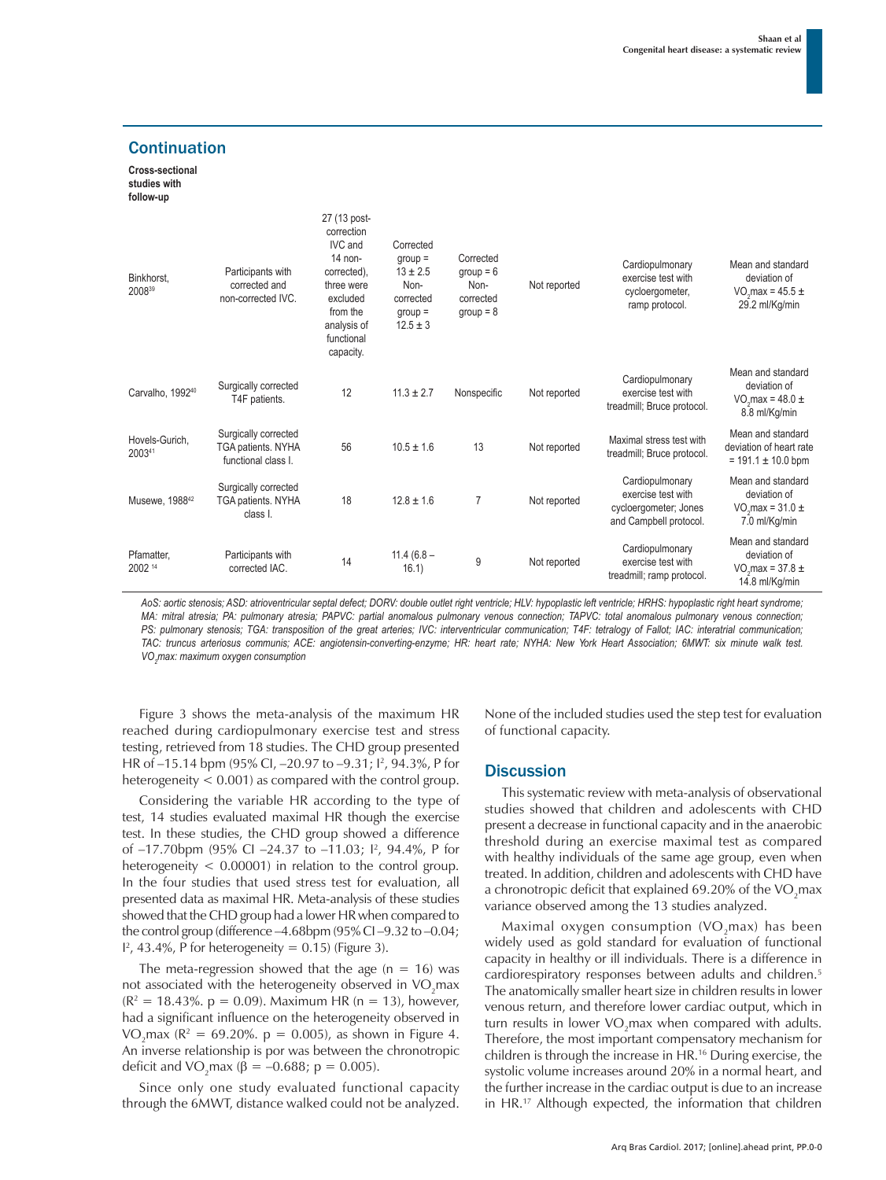## Continuation

| | | | | | | | |
|---|---|---|---|---|---|---|---|
| **Cross-sectional studies with follow-up** | | | | | | | |
| Binkhorst, 2008[39] | Participants with corrected and non-corrected IVC. | 27 (13 post-correction IVC and 14 non-corrected), three were excluded from the analysis of functional capacity. | Corrected group = 13 ± 2.5 Non-corrected group = 12.5 ± 3 | Corrected group = 6 Non-corrected group = 8 | Not reported | Cardiopulmonary exercise test with cycloergometer, ramp protocol. | Mean and standard deviation of $VO_2$max = 45.5 ± 29.2 ml/Kg/min |
| Carvalho, 1992[40] | Surgically corrected T4F patients. | 12 | 11.3 ± 2.7 | Nonspecific | Not reported | Cardiopulmonary exercise test with treadmill; Bruce protocol. | Mean and standard deviation of $VO_2$max = 48.0 ± 8.8 ml/Kg/min |
| Hovels-Gurich, 2003[41] | Surgically corrected TGA patients. NYHA functional class I. | 56 | 10.5 ± 1.6 | 13 | Not reported | Maximal stress test with treadmill; Bruce protocol. | Mean and standard deviation of heart rate = 191.1 ± 10.0 bpm |
| Musewe, 1988[42] | Surgically corrected TGA patients. NYHA class I. | 18 | 12.8 ± 1.6 | 7 | Not reported | Cardiopulmonary exercise test with cycloergometer; Jones and Campbell protocol. | Mean and standard deviation of $VO_2$max = 31.0 ± 7.0 ml/Kg/min |
| Pfamatter, 2002[14] | Participants with corrected IAC. | 14 | 11.4 (6.8 – 16.1) | 9 | Not reported | Cardiopulmonary exercise test with treadmill; ramp protocol. | Mean and standard deviation of $VO_2$max = 37.8 ± 14.8 ml/Kg/min |

*AoS: aortic stenosis; ASD: atrioventricular septal defect; DORV: double outlet right ventricle; HLV: hypoplastic left ventricle; HRHS: hypoplastic right heart syndrome; MA: mitral atresia; PA: pulmonary atresia; PAPVC: partial anomalous pulmonary venous connection; TAPVC: total anomalous pulmonary venous connection; PS: pulmonary stenosis; TGA: transposition of the great arteries; IVC: interventricular communication; T4F: tetralogy of Fallot; IAC: interatrial communication; TAC: truncus arteriosus communis; ACE: angiotensin-converting-enzyme; HR: heart rate; NYHA: New York Heart Association; 6MWT: six minute walk test. $VO_2$max: maximum oxygen consumption*

Figure 3 shows the meta-analysis of the maximum HR reached during cardiopulmonary exercise test and stress testing, retrieved from 18 studies. The CHD group presented HR of –15.14 bpm (95% CI, –20.97 to –9.31; $I^2$, 94.3%, P for heterogeneity < 0.001) as compared with the control group.

Considering the variable HR according to the type of test, 14 studies evaluated maximal HR though the exercise test. In these studies, the CHD group showed a difference of –17.70bpm (95% CI –24.37 to –11.03; $I^2$, 94.4%, P for heterogeneity < 0.00001) in relation to the control group. In the four studies that used stress test for evaluation, all presented data as maximal HR. Meta-analysis of these studies showed that the CHD group had a lower HR when compared to the control group (difference –4.68bpm (95% CI –9.32 to –0.04; $I^2$, 43.4%, P for heterogeneity = 0.15) (Figure 3).

The meta-regression showed that the age (n = 16) was not associated with the heterogeneity observed in $VO_2$max ($R^2$ = 18.43%. p = 0.09). Maximum HR (n = 13), however, had a significant influence on the heterogeneity observed in $VO_2$max ($R^2$ = 69.20%. p = 0.005), as shown in Figure 4. An inverse relationship is por was between the chronotropic deficit and $VO_2$max (β = –0.688; p = 0.005).

Since only one study evaluated functional capacity through the 6MWT, distance walked could not be analyzed. None of the included studies used the step test for evaluation of functional capacity.

## Discussion

This systematic review with meta-analysis of observational studies showed that children and adolescents with CHD present a decrease in functional capacity and in the anaerobic threshold during an exercise maximal test as compared with healthy individuals of the same age group, even when treated. In addition, children and adolescents with CHD have a chronotropic deficit that explained 69.20% of the $VO_2$max variance observed among the 13 studies analyzed.

Maximal oxygen consumption ($VO_2$max) has been widely used as gold standard for evaluation of functional capacity in healthy or ill individuals. There is a difference in cardiorespiratory responses between adults and children.[5] The anatomically smaller heart size in children results in lower venous return, and therefore lower cardiac output, which in turn results in lower $VO_2$max when compared with adults. Therefore, the most important compensatory mechanism for children is through the increase in HR.[16] During exercise, the systolic volume increases around 20% in a normal heart, and the further increase in the cardiac output is due to an increase in HR.[17] Although expected, the information that children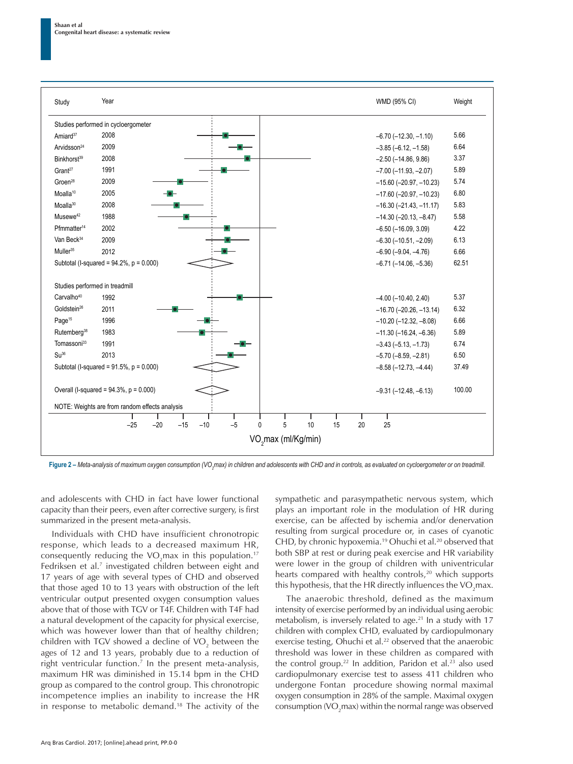| Study | Year | WMD (95% CI) | Weight |
|---|---|---|---|
| Studies performed in cycloergometer | | | |
| Amiard[37] | 2008 | −6.70 (−12.30, −1.10) | 5.66 |
| Arvidsson[24] | 2009 | −3.85 (−6.12, −1.58) | 6.64 |
| Binkhorst[39] | 2008 | −2.50 (−14.86, 9.86) | 3.37 |
| Grant[27] | 1991 | −7.00 (−11.93, −2.07) | 5.89 |
| Groen[28] | 2009 | −15.60 (−20.97, −10.23) | 5.74 |
| Moalla[10] | 2005 | −17.60 (−20.97, −10.23) | 6.80 |
| Moalla[30] | 2008 | −16.30 (−21.43, −11.17) | 5.83 |
| Musewe[42] | 1988 | −14.30 (−20.13, −8.47) | 5.58 |
| Pfmmatter[14] | 2002 | −6.50 (−16.09, 3.09) | 4.22 |
| Van Beck[34] | 2009 | −6.30 (−10.51, −2.09) | 6.13 |
| Muller[35] | 2012 | −6.90 (−9.04, −4.76) | 6.66 |
| Subtotal (I-squared = 94.2%, p = 0.000) | | −6.71 (−14.06, −5.36) | 62.51 |
| Studies performed in treadmill | | | |
| Carvalho[40] | 1992 | −4.00 (−10.40, 2.40) | 5.37 |
| Goldstein[26] | 2011 | −16.70 (−20.26, −13.14) | 6.32 |
| Page[15] | 1996 | −10.20 (−12.32, −8.08) | 6.66 |
| Rutemberg[38] | 1983 | −11.30 (−16.24, −6.36) | 5.89 |
| Tomassoni[33] | 1991 | −3.43 (−5.13, −1.73) | 6.74 |
| Su[36] | 2013 | −5.70 (−8.59, −2.81) | 6.50 |
| Subtotal (I-squared = 91.5%, p = 0.000) | | −8.58 (−12.73, −4.44) | 37.49 |
| Overall (I-squared = 94.3%, p = 0.000) | | −9.31 (−12.48, −6.13) | 100.00 |

NOTE: Weights are from random effects analysis

$VO_2max$ (ml/Kg/min)

**Figure 2 –** *Meta-analysis of maximum oxygen consumption ($VO_2max$) in children and adolescents with CHD and in controls, as evaluated on cycloergometer or on treadmill.*

and adolescents with CHD in fact have lower functional capacity than their peers, even after corrective surgery, is first summarized in the present meta-analysis.

Individuals with CHD have insufficient chronotropic response, which leads to a decreased maximum HR, consequently reducing the $VO_2max$ in this population.[17] Fedriksen et al.[7] investigated children between eight and 17 years of age with several types of CHD and observed that those aged 10 to 13 years, with obstruction of the left ventricular output presented oxygen consumption values above that of those with TGV or T4F. Children with T4F had a natural development of the capacity for physical exercise, which was however lower than that of healthy children; children with TGV showed a decline of $VO_2$ between the ages of 12 and 13 years, probably due to a reduction of right ventricular function.[7] In the present meta-analysis, maximum HR was diminished in 15.14 bpm in the CHD group as compared to the control group. This chronotropic incompetence implies an inability to increase the HR in response to metabolic demand.[18] The activity of the sympathetic and parasympathetic nervous system, which plays an important role in the modulation of HR during exercise, can be affected by ischemia and/or denervation resulting from surgical procedure or, in cases of cyanotic CHD, by chronic hypoxemia.[19] Ohuchi et al.[20] observed that both SBP at rest or during peak exercise and HR variability were lower in the group of children with univentricular hearts compared with healthy controls,[20] which supports this hypothesis, that the HR directly influences the $VO_2max$.

The anaerobic threshold, defined as the maximum intensity of exercise performed by an individual using aerobic metabolism, is inversely related to age.[21] In a study with 17 children with complex CHD, evaluated by cardiopulmonary exercise testing, Ohuchi et al.[22] observed that the anaerobic threshold was lower in these children as compared with the control group.[22] In addition, Paridon et al.[23] also used cardiopulmonary exercise test to assess 411 children who undergone Fontan procedure showing normal maximal oxygen consumption in 28% of the sample. Maximal oxygen consumption ($VO_2max$) within the normal range was observed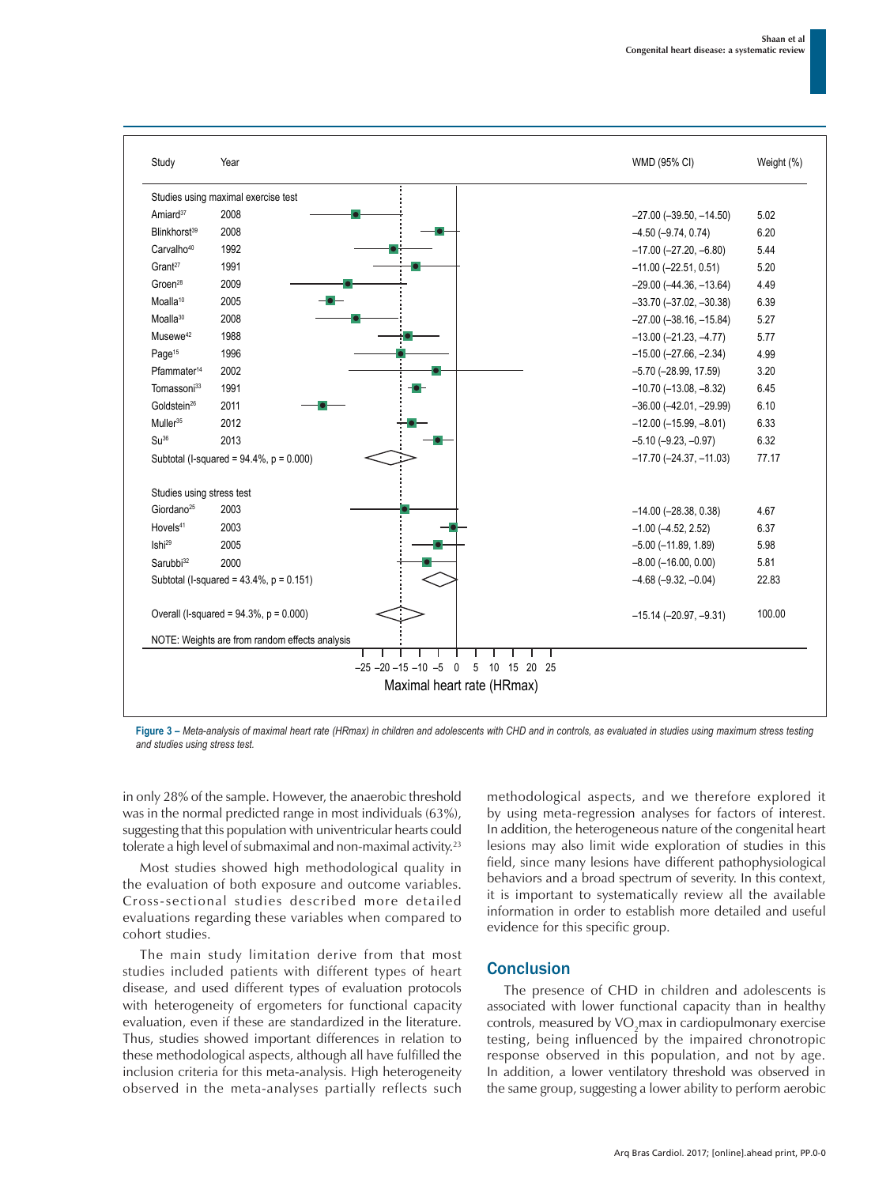| Study | Year | WMD (95% CI) | Weight (%) |
|---|---|---|---|
| **Studies using maximal exercise test** | | | |
| Amiard[37] | 2008 | −27.00 (−39.50, −14.50) | 5.02 |
| Blinkhorst[39] | 2008 | −4.50 (−9.74, 0.74) | 6.20 |
| Carvalho[40] | 1992 | −17.00 (−27.20, −6.80) | 5.44 |
| Grant[27] | 1991 | −11.00 (−22.51, 0.51) | 5.20 |
| Groen[28] | 2009 | −29.00 (−44.36, −13.64) | 4.49 |
| Moalla[10] | 2005 | −33.70 (−37.02, −30.38) | 6.39 |
| Moalla[30] | 2008 | −27.00 (−38.16, −15.84) | 5.27 |
| Musewe[42] | 1988 | −13.00 (−21.23, −4.77) | 5.77 |
| Page[15] | 1996 | −15.00 (−27.66, −2.34) | 4.99 |
| Pfammater[14] | 2002 | −5.70 (−28.99, 17.59) | 3.20 |
| Tomassoni[33] | 1991 | −10.70 (−13.08, −8.32) | 6.45 |
| Goldstein[26] | 2011 | −36.00 (−42.01, −29.99) | 6.10 |
| Muller[35] | 2012 | −12.00 (−15.99, −8.01) | 6.33 |
| Su[36] | 2013 | −5.10 (−9.23, −0.97) | 6.32 |
| Subtotal (I-squared = 94.4%, p = 0.000) | | −17.70 (−24.37, −11.03) | 77.17 |
| **Studies using stress test** | | | |
| Giordano[25] | 2003 | −14.00 (−28.38, 0.38) | 4.67 |
| Hovels[41] | 2003 | −1.00 (−4.52, 2.52) | 6.37 |
| Ishi[29] | 2005 | −5.00 (−11.89, 1.89) | 5.98 |
| Sarubbi[32] | 2000 | −8.00 (−16.00, 0.00) | 5.81 |
| Subtotal (I-squared = 43.4%, p = 0.151) | | −4.68 (−9.32, −0.04) | 22.83 |
| Overall (I-squared = 94.3%, p = 0.000) | | −15.14 (−20.97, −9.31) | 100.00 |

NOTE: Weights are from random effects analysis

Maximal heart rate (HRmax)

**Figure 3** – *Meta-analysis of maximal heart rate (HRmax) in children and adolescents with CHD and in controls, as evaluated in studies using maximum stress testing and studies using stress test.*

in only 28% of the sample. However, the anaerobic threshold was in the normal predicted range in most individuals (63%), suggesting that this population with univentricular hearts could tolerate a high level of submaximal and non-maximal activity.[23]

Most studies showed high methodological quality in the evaluation of both exposure and outcome variables. Cross-sectional studies described more detailed evaluations regarding these variables when compared to cohort studies.

The main study limitation derive from that most studies included patients with different types of heart disease, and used different types of evaluation protocols with heterogeneity of ergometers for functional capacity evaluation, even if these are standardized in the literature. Thus, studies showed important differences in relation to these methodological aspects, although all have fulfilled the inclusion criteria for this meta-analysis. High heterogeneity observed in the meta-analyses partially reflects such methodological aspects, and we therefore explored it by using meta-regression analyses for factors of interest. In addition, the heterogeneous nature of the congenital heart lesions may also limit wide exploration of this field, since many lesions have different pathophysiological behaviors and a broad spectrum of severity. In this context, it is important to systematically review all the available information in order to establish more detailed and useful evidence for this specific group.

## Conclusion

The presence of CHD in children and adolescents is associated with lower functional capacity than in healthy controls, measured by $VO_2$max in cardiopulmonary exercise testing, being influenced by the impaired chronotropic response observed in this population, and not by age. In addition, a lower ventilatory threshold was observed in the same group, suggesting a lower ability to perform aerobic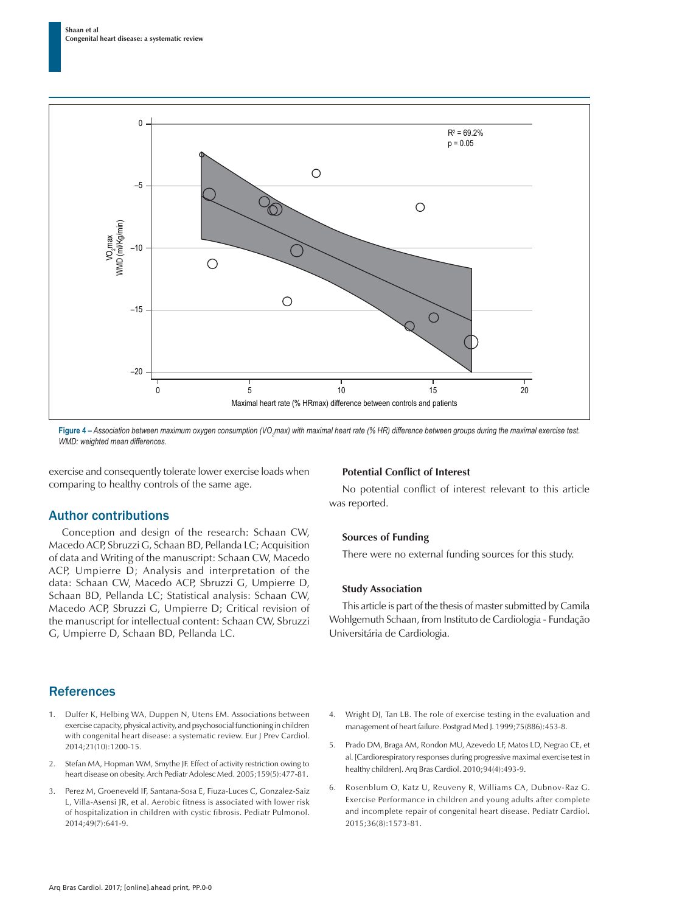Figure 4 – Association between maximum oxygen consumption ($VO_2max$) with maximal heart rate (% HR) difference between groups during the maximal exercise test. WMD: weighted mean differences.

exercise and consequently tolerate lower exercise loads when comparing to healthy controls of the same age.

## Author contributions

Conception and design of the research: Schaan CW, Macedo ACP, Sbruzzi G, Schaan BD, Pellanda LC; Acquisition of data and Writing of the manuscript: Schaan CW, Macedo ACP, Umpierre D; Analysis and interpretation of the data: Schaan CW, Macedo ACP, Sbruzzi G, Umpierre D, Schaan BD, Pellanda LC; Statistical analysis: Schaan CW, Macedo ACP, Sbruzzi G, Umpierre D; Critical revision of the manuscript for intellectual content: Schaan CW, Sbruzzi G, Umpierre D, Schaan BD, Pellanda LC.

### Potential Conflict of Interest

No potential conflict of interest relevant to this article was reported.

### Sources of Funding

There were no external funding sources for this study.

### Study Association

This article is part of the thesis of master submitted by Camila Wohlgemuth Schaan, from Instituto de Cardiologia - Fundação Universitária de Cardiologia.

## References

1. Dulfer K, Helbing WA, Duppen N, Utens EM. Associations between exercise capacity, physical activity, and psychosocial functioning in children with congenital heart disease: a systematic review. Eur J Prev Cardiol. 2014;21(10):1200-15.
2. Stefan MA, Hopman WM, Smythe JF. Effect of activity restriction owing to heart disease on obesity. Arch Pediatr Adolesc Med. 2005;159(5):477-81.
3. Perez M, Groeneveld IF, Santana-Sosa E, Fiuza-Luces C, Gonzalez-Saiz L, Villa-Asensi JR, et al. Aerobic fitness is associated with lower risk of hospitalization in children with cystic fibrosis. Pediatr Pulmonol. 2014;49(7):641-9.
4. Wright DJ, Tan LB. The role of exercise testing in the evaluation and management of heart failure. Postgrad Med J. 1999;75(886):453-8.
5. Prado DM, Braga AM, Rondon MU, Azevedo LF, Matos LD, Negrao CE, et al. [Cardiorespiratory responses during progressive maximal exercise test in healthy children]. Arq Bras Cardiol. 2010;94(4):493-9.
6. Rosenblum O, Katz U, Reuveny R, Williams CA, Dubnov-Raz G. Exercise Performance in children and young adults after complete and incomplete repair of congenital heart disease. Pediatr Cardiol. 2015;36(8):1573-81.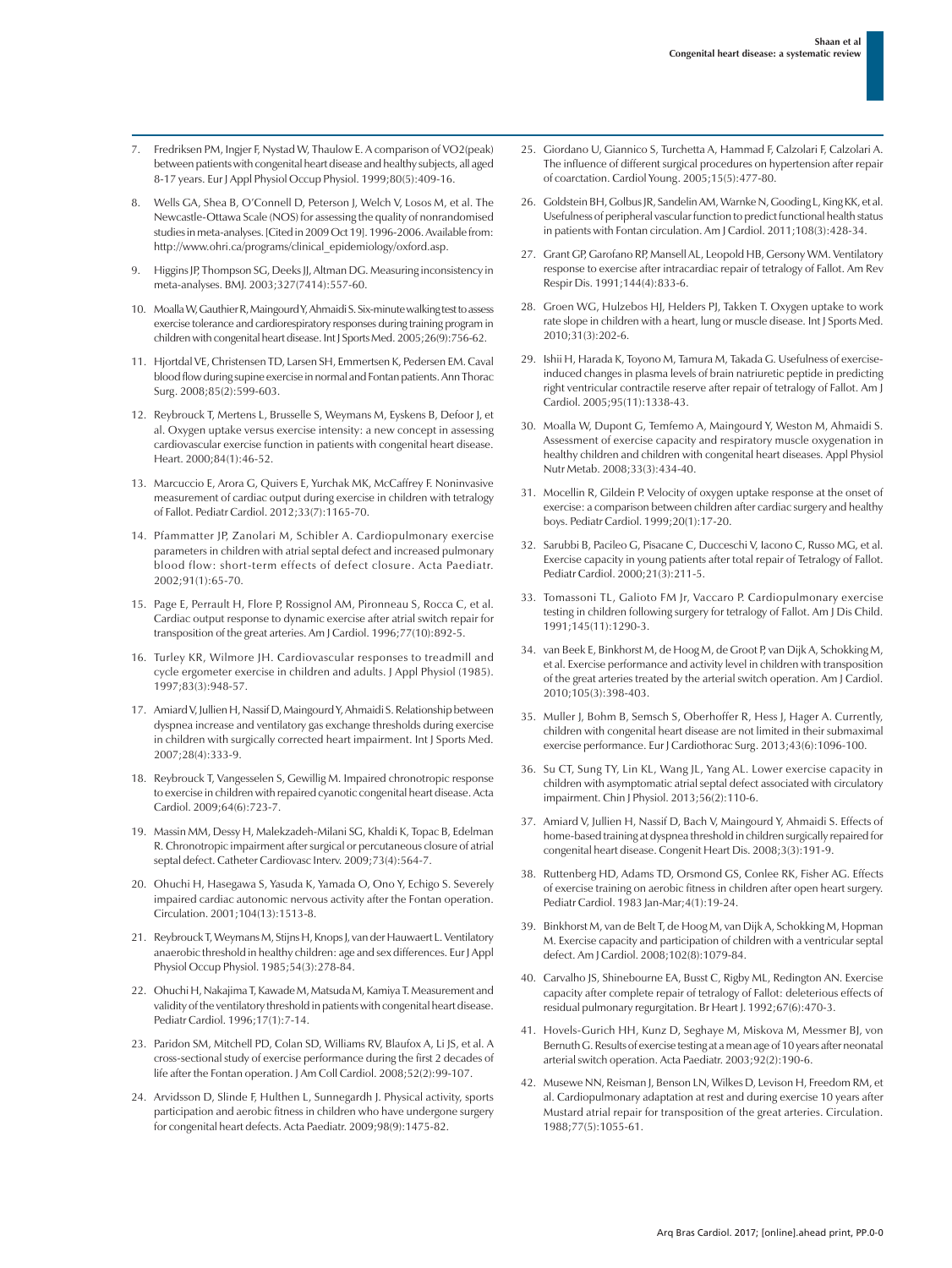7. Fredriksen PM, Ingjer F, Nystad W, Thaulow E. A comparison of VO2(peak) between patients with congenital heart disease and healthy subjects, all aged 8-17 years. Eur J Appl Physiol Occup Physiol. 1999;80(5):409-16.

8. Wells GA, Shea B, O'Connell D, Peterson J, Welch V, Losos M, et al. The Newcastle-Ottawa Scale (NOS) for assessing the quality of nonrandomised studies in meta-analyses. [Cited in 2009 Oct 19]. 1996-2006. Available from: http://www.ohri.ca/programs/clinical_epidemiology/oxford.asp.

9. Higgins JP, Thompson SG, Deeks JJ, Altman DG. Measuring inconsistency in meta-analyses. BMJ. 2003;327(7414):557-60.

10. Moalla W, Gauthier R, Maingourd Y, Ahmaidi S. Six-minute walking test to assess exercise tolerance and cardiorespiratory responses during training program in children with congenital heart disease. Int J Sports Med. 2005;26(9):756-62.

11. Hjortdal VE, Christensen TD, Larsen SH, Emmertsen K, Pedersen EM. Caval blood flow during supine exercise in normal and Fontan patients. Ann Thorac Surg. 2008;85(2):599-603.

12. Reybrouck T, Mertens L, Brusselle S, Weymans M, Eyskens B, Defoor J, et al. Oxygen uptake versus exercise intensity: a new concept in assessing cardiovascular exercise function in patients with congenital heart disease. Heart. 2000;84(1):46-52.

13. Marcuccio E, Arora G, Quivers E, Yurchak MK, McCaffrey F. Noninvasive measurement of cardiac output during exercise in children with tetralogy of Fallot. Pediatr Cardiol. 2012;33(7):1165-70.

14. Pfammatter JP, Zanolari M, Schibler A. Cardiopulmonary exercise parameters in children with atrial septal defect and increased pulmonary blood flow: short-term effects of defect closure. Acta Paediatr. 2002;91(1):65-70.

15. Page E, Perrault H, Flore P, Rossignol AM, Pironneau S, Rocca C, et al. Cardiac output response to dynamic exercise after atrial switch repair for transposition of the great arteries. Am J Cardiol. 1996;77(10):892-5.

16. Turley KR, Wilmore JH. Cardiovascular responses to treadmill and cycle ergometer exercise in children and adults. J Appl Physiol (1985). 1997;83(3):948-57.

17. Amiard V, Jullien H, Nassif D, Maingourd Y, Ahmaidi S. Relationship between dyspnea increase and ventilatory gas exchange thresholds during exercise in children with surgically corrected heart impairment. Int J Sports Med. 2007;28(4):333-9.

18. Reybrouck T, Vangesselen S, Gewillig M. Impaired chronotropic response to exercise in children with repaired cyanotic congenital heart disease. Acta Cardiol. 2009;64(6):723-7.

19. Massin MM, Dessy H, Malekzadeh-Milani SG, Khaldi K, Topac B, Edelman R. Chronotropic impairment after surgical or percutaneous closure of atrial septal defect. Catheter Cardiovasc Interv. 2009;73(4):564-7.

20. Ohuchi H, Hasegawa S, Yasuda K, Yamada O, Ono Y, Echigo S. Severely impaired cardiac autonomic nervous activity after the Fontan operation. Circulation. 2001;104(13):1513-8.

21. Reybrouck T, Weymans M, Stijns H, Knops J, van der Hauwaert L. Ventilatory anaerobic threshold in healthy children: age and sex differences. Eur J Appl Physiol Occup Physiol. 1985;54(3):278-84.

22. Ohuchi H, Nakajima T, Kawade M, Matsuda M, Kamiya T. Measurement and validity of the ventilatory threshold in patients with congenital heart disease. Pediatr Cardiol. 1996;17(1):7-14.

23. Paridon SM, Mitchell PD, Colan SD, Williams RV, Blaufox A, Li JS, et al. A cross-sectional study of exercise performance during the first 2 decades of life after the Fontan operation. J Am Coll Cardiol. 2008;52(2):99-107.

24. Arvidsson D, Slinde F, Hulthen L, Sunnegardh J. Physical activity, sports participation and aerobic fitness in children who have undergone surgery for congenital heart defects. Acta Paediatr. 2009;98(9):1475-82.

25. Giordano U, Giannico S, Turchetta A, Hammad F, Calzolari F, Calzolari A. The influence of different surgical procedures on hypertension after repair of coarctation. Cardiol Young. 2005;15(5):477-80.

26. Goldstein BH, Golbus JR, Sandelin AM, Warnke N, Gooding L, King KK, et al. Usefulness of peripheral vascular function to predict functional health status in patients with Fontan circulation. Am J Cardiol. 2011;108(3):428-34.

27. Grant GP, Garofano RP, Mansell AL, Leopold HB, Gersony WM. Ventilatory response to exercise after intracardiac repair of tetralogy of Fallot. Am Rev Respir Dis. 1991;144(4):833-6.

28. Groen WG, Hulzebos HJ, Helders PJ, Takken T. Oxygen uptake to work rate slope in children with a heart, lung or muscle disease. Int J Sports Med. 2010;31(3):202-6.

29. Ishii H, Harada K, Toyono M, Tamura M, Takada G. Usefulness of exercise-induced changes in plasma levels of brain natriuretic peptide in predicting right ventricular contractile reserve after repair of tetralogy of Fallot. Am J Cardiol. 2005;95(11):1338-43.

30. Moalla W, Dupont G, Temfemo A, Maingourd Y, Weston M, Ahmaidi S. Assessment of exercise capacity and respiratory muscle oxygenation in healthy children and children with congenital heart diseases. Appl Physiol Nutr Metab. 2008;33(3):434-40.

31. Mocellin R, Gildein P. Velocity of oxygen uptake response at the onset of exercise: a comparison between children after cardiac surgery and healthy boys. Pediatr Cardiol. 1999;20(1):17-20.

32. Sarubbi B, Pacileo G, Pisacane C, Ducceschi V, Iacono C, Russo MG, et al. Exercise capacity in young patients after total repair of Tetralogy of Fallot. Pediatr Cardiol. 2000;21(3):211-5.

33. Tomassoni TL, Galioto FM Jr, Vaccaro P. Cardiopulmonary exercise testing in children following surgery for tetralogy of Fallot. Am J Dis Child. 1991;145(11):1290-3.

34. van Beek E, Binkhorst M, de Hoog M, de Groot P, van Dijk A, Schokking M, et al. Exercise performance and activity level in children with transposition of the great arteries treated by the arterial switch operation. Am J Cardiol. 2010;105(3):398-403.

35. Muller J, Bohm B, Semsch S, Oberhoffer R, Hess J, Hager A. Currently, children with congenital heart disease are not limited in their submaximal exercise performance. Eur J Cardiothorac Surg. 2013;43(6):1096-100.

36. Su CT, Sung TY, Lin KL, Wang JL, Yang AL. Lower exercise capacity in children with asymptomatic atrial septal defect associated with circulatory impairment. Chin J Physiol. 2013;56(2):110-6.

37. Amiard V, Jullien H, Nassif D, Bach V, Maingourd Y, Ahmaidi S. Effects of home-based training at dyspnea threshold in children surgically repaired for congenital heart disease. Congenit Heart Dis. 2008;3(3):191-9.

38. Ruttenberg HD, Adams TD, Orsmond GS, Conlee RK, Fisher AG. Effects of exercise training on aerobic fitness in children after open heart surgery. Pediatr Cardiol. 1983 Jan-Mar;4(1):19-24.

39. Binkhorst M, van de Belt T, de Hoog M, van Dijk A, Schokking M, Hopman M. Exercise capacity and participation of children with a ventricular septal defect. Am J Cardiol. 2008;102(8):1079-84.

40. Carvalho JS, Shinebourne EA, Busst C, Rigby ML, Redington AN. Exercise capacity after complete repair of tetralogy of Fallot: deleterious effects of residual pulmonary regurgitation. Br Heart J. 1992;67(6):470-3.

41. Hovels-Gurich HH, Kunz D, Seghaye M, Miskova M, Messmer BJ, von Bernuth G. Results of exercise testing at a mean age of 10 years after neonatal arterial switch operation. Acta Paediatr. 2003;92(2):190-6.

42. Musewe NN, Reisman J, Benson LN, Wilkes D, Levison H, Freedom RM, et al. Cardiopulmonary adaptation at rest and during exercise 10 years after Mustard atrial repair for transposition of the great arteries. Circulation. 1988;77(5):1055-61.